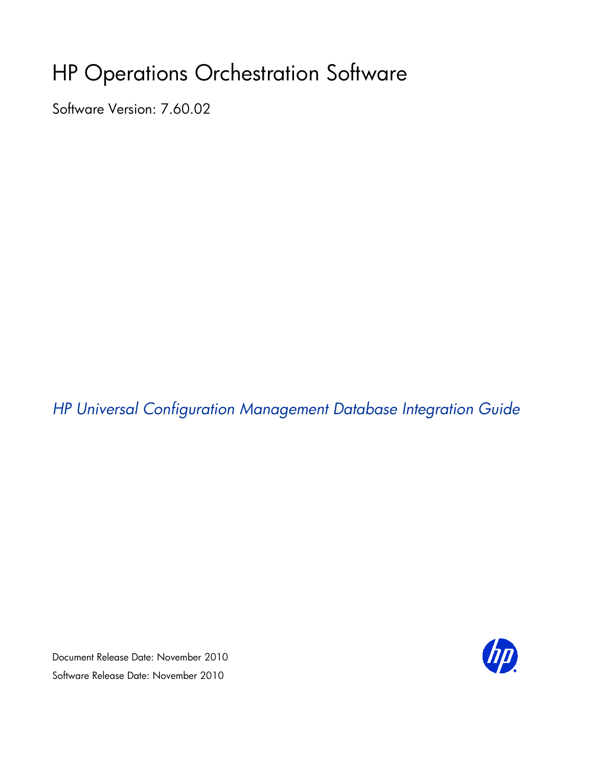# HP Operations Orchestration Software

Software Version: 7.60.02

*HP Universal Configuration Management Database Integration Guide*

Document Release Date: November 2010

Software Release Date: November 2010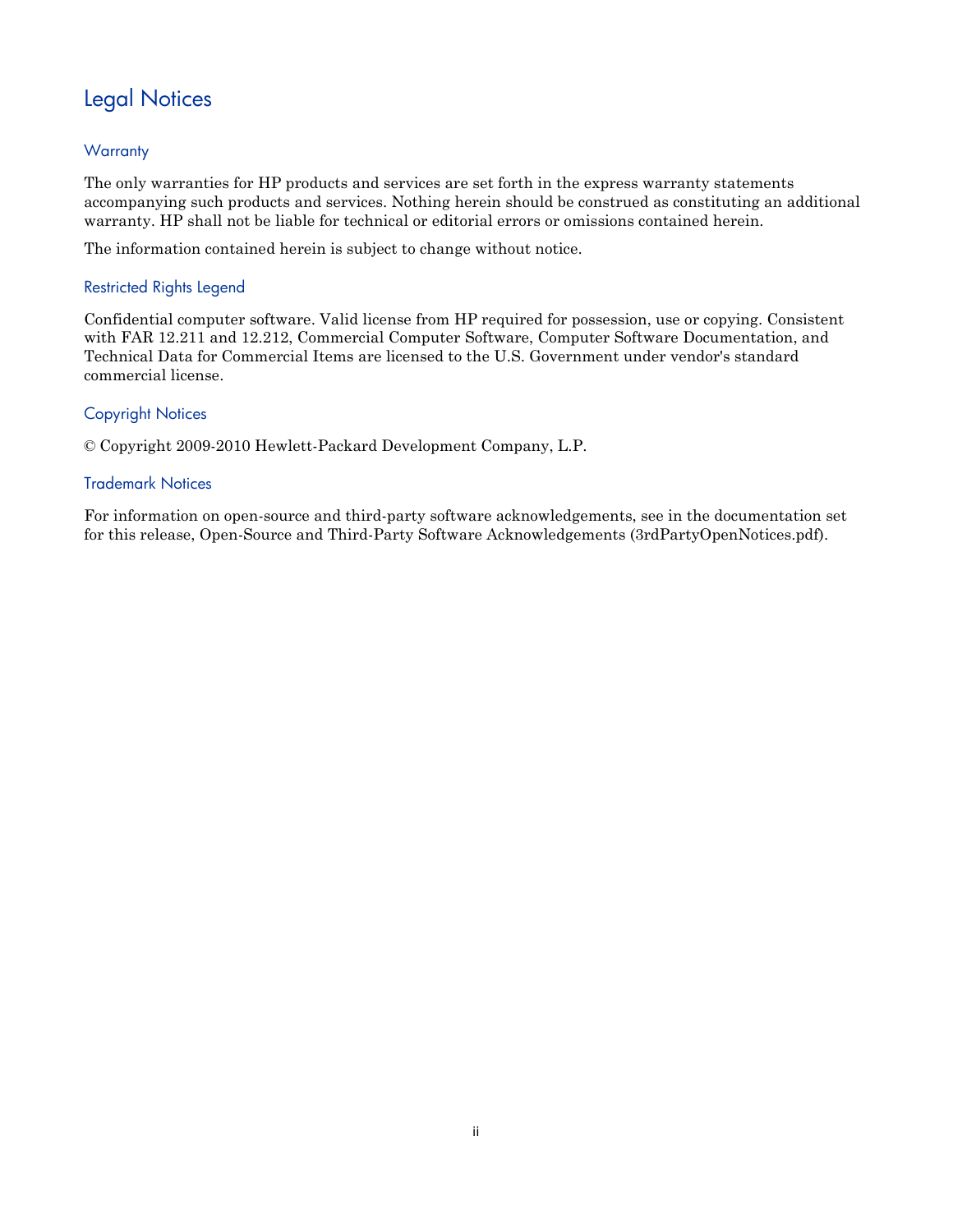# Legal Notices

## Warranty

The only warranties for HP products and services are set forth in the express warranty statements accompanying such products and services. Nothing herein should be construed as constituting an additional warranty. HP shall not be liable for technical or editorial errors or omissions contained herein.

The information contained herein is subject to change without notice.

## Restricted Rights Legend

Confidential computer software. Valid license from HP required for possession, use or copying. Consistent with FAR 12.211 and 12.212, Commercial Computer Software, Computer Software Documentation, and Technical Data for Commercial Items are licensed to the U.S. Government under vendor's standard commercial license.

## Copyright Notices

© Copyright 2009-2010 Hewlett-Packard Development Company, L.P.

## Trademark Notices

For information on open-source and third-party software acknowledgements, see in the documentation set for this release, Open-Source and Third-Party Software Acknowledgements (3rdPartyOpenNotices.pdf).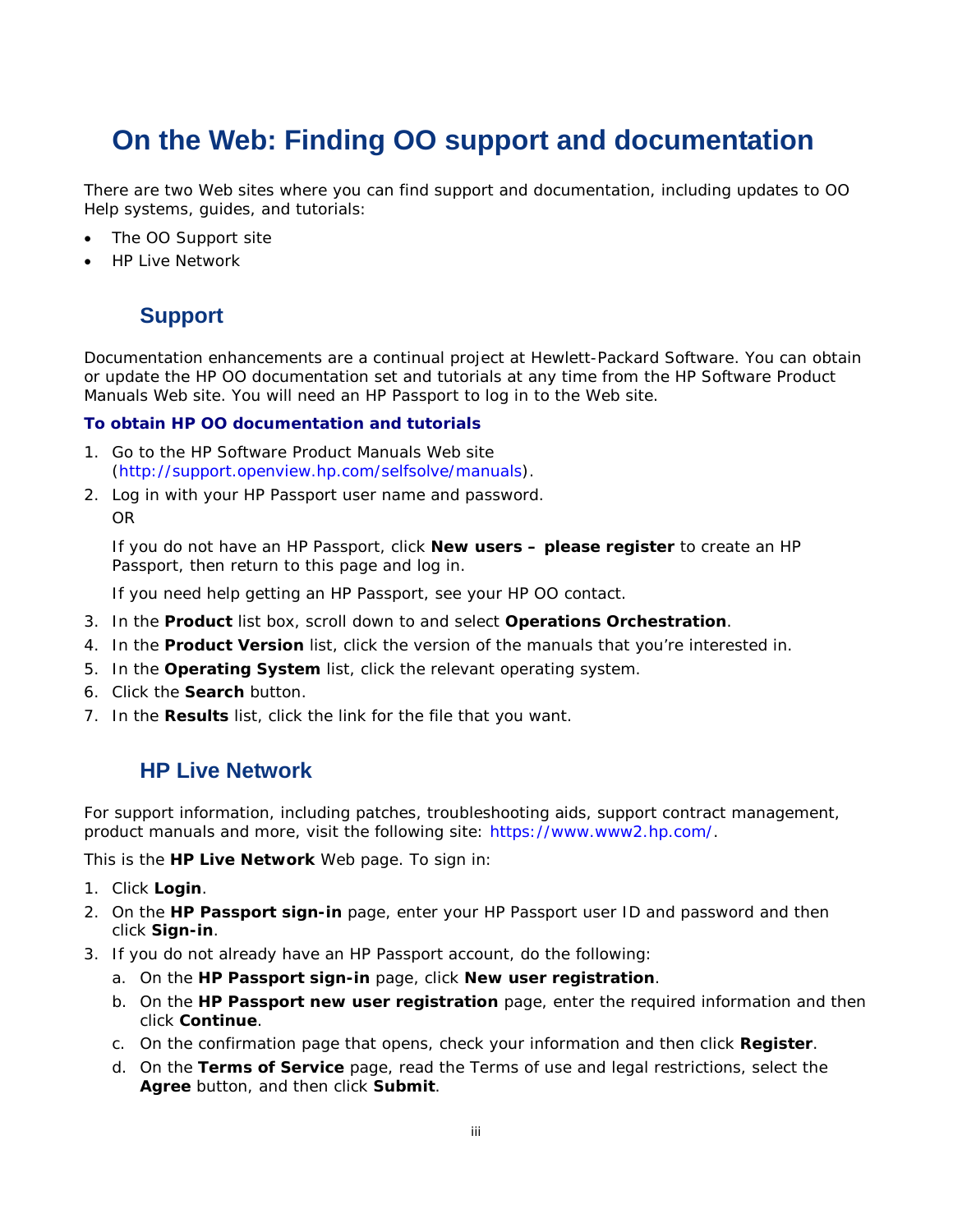# On the Web: Finding OO support and documentation

There are two Web sites where you can find support and documentation, including updates to OO Help systems, guides, and tutorials:

- The OO Support site
- HP Live Network

## Support

Documentation enhancements are a continual project at Hewlett-Packard Software. You can obtain or update the HP OO documentation set and tutorials at any time from the HP Software Product Manuals Web site. You will need an HP Passport to log in to the Web site.

**To obtain HP OO documentation and tutorials**

1. Go to the HP Software Product Manuals Web site (http://support.openview.hp.com/selfsolve/manuals).
2. Log in with your HP Passport user name and password.

   OR

   If you do not have an HP Passport, click **New users – please register** to create an HP Passport, then return to this page and log in.

   If you need help getting an HP Passport, see your HP OO contact.
3. In the **Product** list box, scroll down to and select **Operations Orchestration**.
4. In the **Product Version** list, click the version of the manuals that you're interested in.
5. In the **Operating System** list, click the relevant operating system.
6. Click the **Search** button.
7. In the **Results** list, click the link for the file that you want.

## HP Live Network

For support information, including patches, troubleshooting aids, support contract management, product manuals and more, visit the following site: https://www.www2.hp.com/.

This is the **HP Live Network** Web page. To sign in:

1. Click **Login**.
2. On the **HP Passport sign-in** page, enter your HP Passport user ID and password and then click **Sign-in**.
3. If you do not already have an HP Passport account, do the following:
   a. On the **HP Passport sign-in** page, click **New user registration**.
   b. On the **HP Passport new user registration** page, enter the required information and then click **Continue**.
   c. On the confirmation page that opens, check your information and then click **Register**.
   d. On the **Terms of Service** page, read the Terms of use and legal restrictions, select the **Agree** button, and then click **Submit**.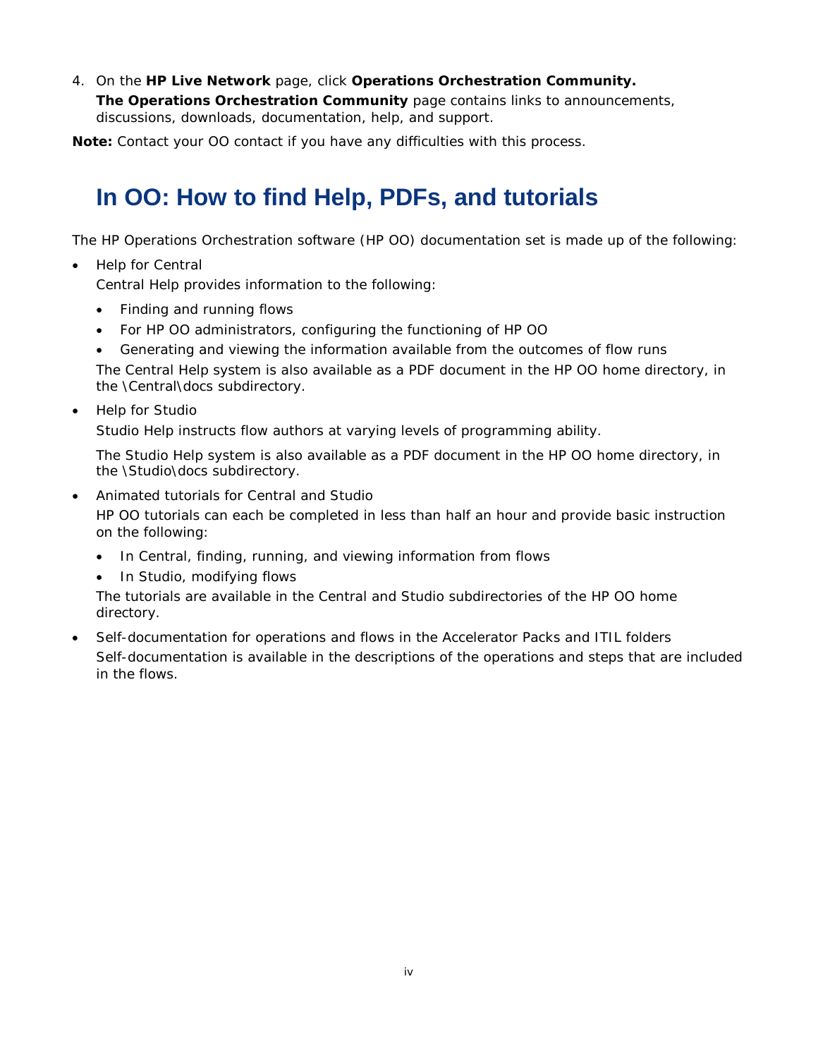4. On the **HP Live Network** page, click **Operations Orchestration Community.**

   **The Operations Orchestration Community** page contains links to announcements, discussions, downloads, documentation, help, and support.

**Note:** Contact your OO contact if you have any difficulties with this process.

# In OO: How to find Help, PDFs, and tutorials

The HP Operations Orchestration software (HP OO) documentation set is made up of the following:

- Help for Central

  Central Help provides information to the following:

  - Finding and running flows
  - For HP OO administrators, configuring the functioning of HP OO
  - Generating and viewing the information available from the outcomes of flow runs

  The Central Help system is also available as a PDF document in the HP OO home directory, in the \Central\docs subdirectory.

- Help for Studio

  Studio Help instructs flow authors at varying levels of programming ability.

  The Studio Help system is also available as a PDF document in the HP OO home directory, in the \Studio\docs subdirectory.

- Animated tutorials for Central and Studio

  HP OO tutorials can each be completed in less than half an hour and provide basic instruction on the following:

  - In Central, finding, running, and viewing information from flows
  - In Studio, modifying flows

  The tutorials are available in the Central and Studio subdirectories of the HP OO home directory.

- Self-documentation for operations and flows in the Accelerator Packs and ITIL folders

  Self-documentation is available in the descriptions of the operations and steps that are included in the flows.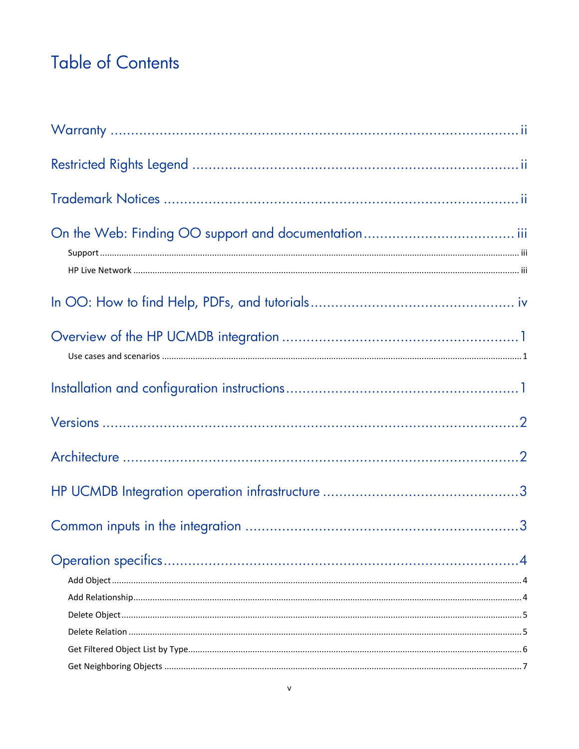# Table of Contents

Warranty ........................................................................................ ii

Restricted Rights Legend ................................................................. ii

Trademark Notices ........................................................................... ii

On the Web: Finding OO support and documentation ..................................... iii

- Support ........................................................................................ iii
- HP Live Network ............................................................................ iii

In OO: How to find Help, PDFs, and tutorials .............................................. iv

Overview of the HP UCMDB integration .......................................................... 1

- Use cases and scenarios ..................................................................... 1

Installation and configuration instructions ...................................................... 1

Versions ............................................................................................ 2

Architecture ....................................................................................... 2

HP UCMDB Integration operation infrastructure ............................................. 3

Common inputs in the integration ................................................................ 3

Operation specifics ................................................................................ 4

- Add Object ..................................................................................... 4
- Add Relationship .............................................................................. 4
- Delete Object ................................................................................... 5
- Delete Relation ................................................................................ 5
- Get Filtered Object List by Type ........................................................... 6
- Get Neighboring Objects ..................................................................... 7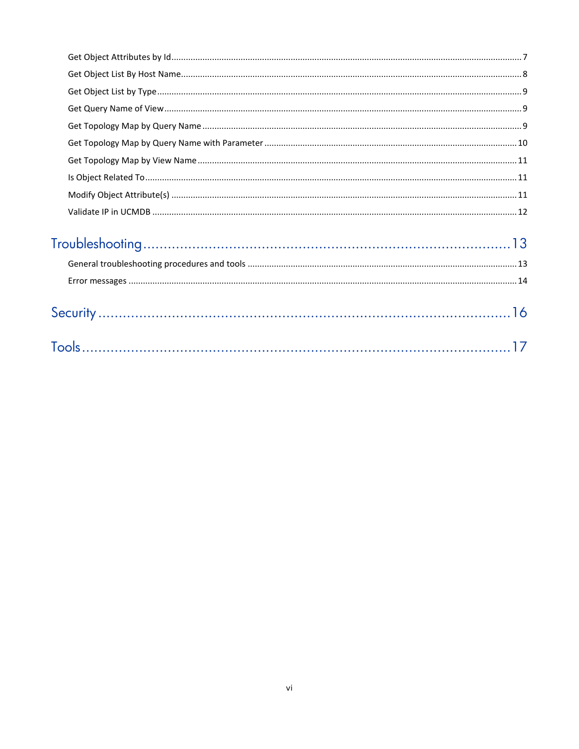Get Object Attributes by Id ........................................................................................................................................ 7

Get Object List By Host Name ..................................................................................................................................... 8

Get Object List by Type ................................................................................................................................................ 9

Get Query Name of View .............................................................................................................................................. 9

Get Topology Map by Query Name .............................................................................................................................. 9

Get Topology Map by Query Name with Parameter ................................................................................................... 10

Get Topology Map by View Name .............................................................................................................................. 11

Is Object Related To ................................................................................................................................................... 11

Modify Object Attribute(s) .......................................................................................................................................... 11

Validate IP in UCMDB ................................................................................................................................................ 12

Troubleshooting ............................................................................................ 13

General troubleshooting procedures and tools ........................................................................................................... 13

Error messages .......................................................................................................................................................... 14

Security ........................................................................................................ 16

Tools ............................................................................................................ 17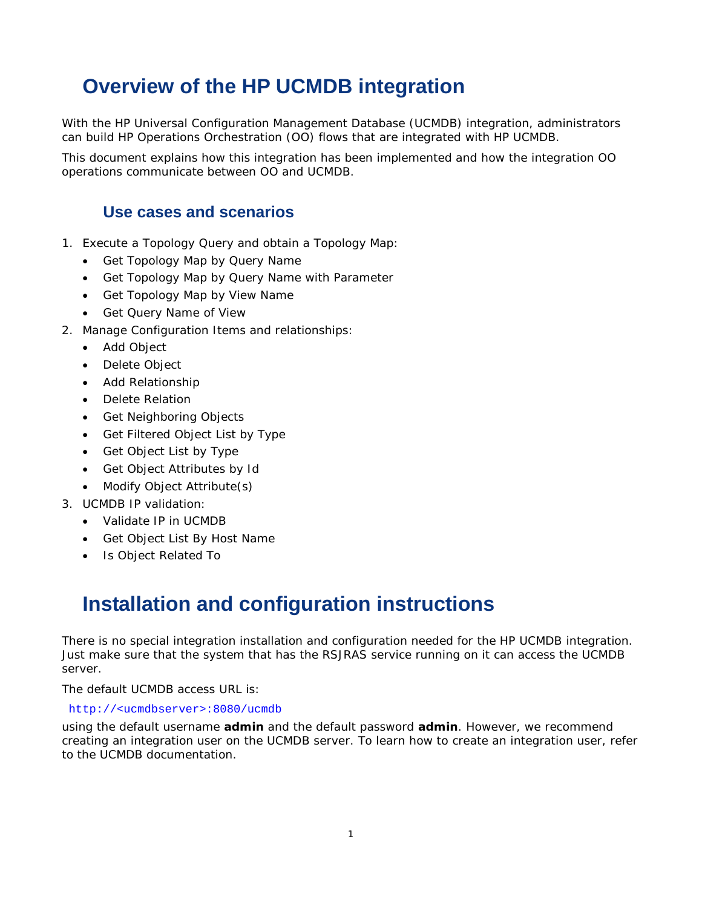# Overview of the HP UCMDB integration

With the HP Universal Configuration Management Database (UCMDB) integration, administrators can build HP Operations Orchestration (OO) flows that are integrated with HP UCMDB.

This document explains how this integration has been implemented and how the integration OO operations communicate between OO and UCMDB.

## Use cases and scenarios

1. Execute a Topology Query and obtain a Topology Map:
   - Get Topology Map by Query Name
   - Get Topology Map by Query Name with Parameter
   - Get Topology Map by View Name
   - Get Query Name of View
2. Manage Configuration Items and relationships:
   - Add Object
   - Delete Object
   - Add Relationship
   - Delete Relation
   - Get Neighboring Objects
   - Get Filtered Object List by Type
   - Get Object List by Type
   - Get Object Attributes by Id
   - Modify Object Attribute(s)
3. UCMDB IP validation:
   - Validate IP in UCMDB
   - Get Object List By Host Name
   - Is Object Related To

# Installation and configuration instructions

There is no special integration installation and configuration needed for the HP UCMDB integration. Just make sure that the system that has the RSJRAS service running on it can access the UCMDB server.

The default UCMDB access URL is:

```
http://<ucmdbserver>:8080/ucmdb
```

using the default username **admin** and the default password **admin**. However, we recommend creating an integration user on the UCMDB server. To learn how to create an integration user, refer to the UCMDB documentation.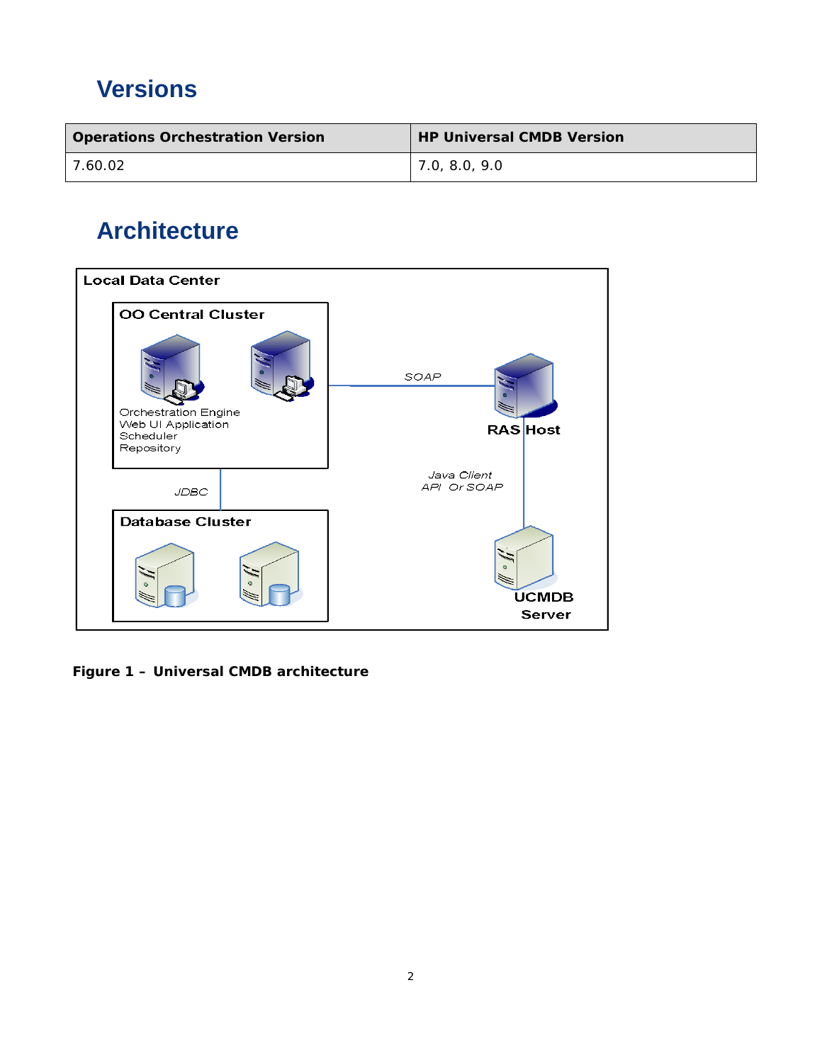## Versions

| Operations Orchestration Version | HP Universal CMDB Version |
| --- | --- |
| 7.60.02 | 7.0, 8.0, 9.0 |

## Architecture

Local Data Center

OO Central Cluster

Orchestration Engine
Web UI Application
Scheduler
Repository

SOAP

RAS Host

JDBC

Java Client API Or SOAP

Database Cluster

UCMDB Server

**Figure 1 – Universal CMDB architecture**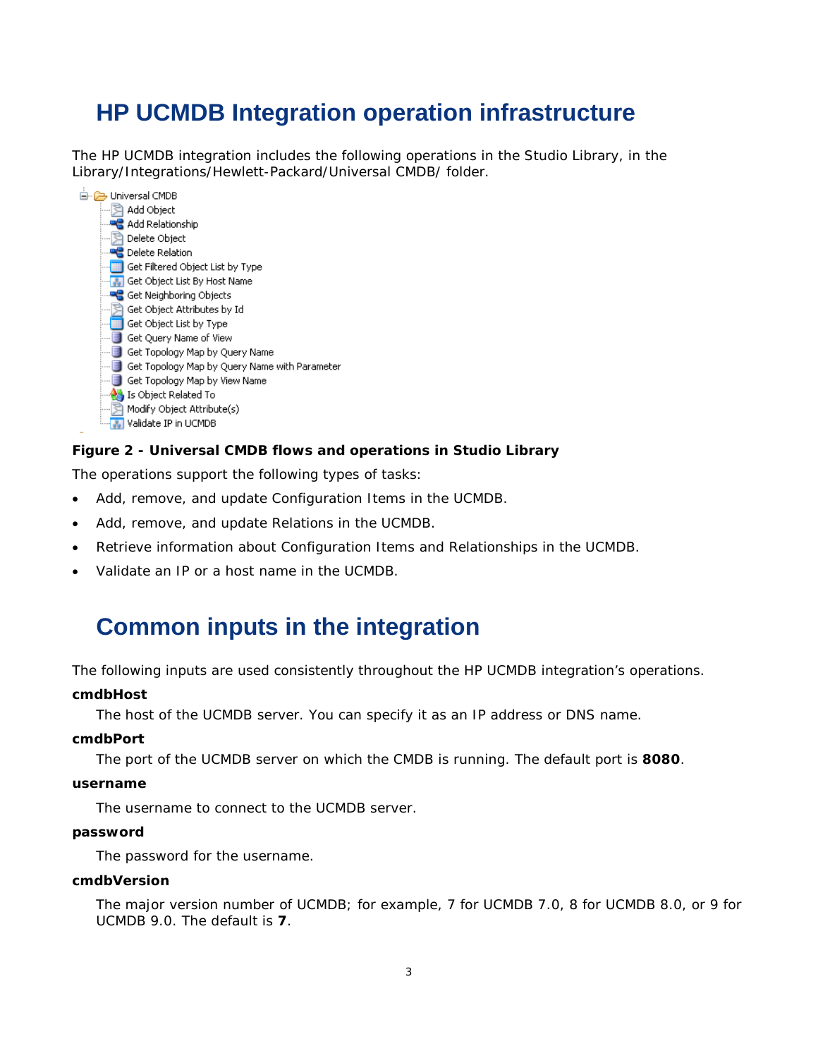# HP UCMDB Integration operation infrastructure

The HP UCMDB integration includes the following operations in the Studio Library, in the Library/Integrations/Hewlett-Packard/Universal CMDB/ folder.

- Universal CMDB
  - Add Object
  - Add Relationship
  - Delete Object
  - Delete Relation
  - Get Filtered Object List by Type
  - Get Object List By Host Name
  - Get Neighboring Objects
  - Get Object Attributes by Id
  - Get Object List by Type
  - Get Query Name of View
  - Get Topology Map by Query Name
  - Get Topology Map by Query Name with Parameter
  - Get Topology Map by View Name
  - Is Object Related To
  - Modify Object Attribute(s)
  - Validate IP in UCMDB

**Figure 2 - Universal CMDB flows and operations in Studio Library**

The operations support the following types of tasks:

- Add, remove, and update Configuration Items in the UCMDB.
- Add, remove, and update Relations in the UCMDB.
- Retrieve information about Configuration Items and Relationships in the UCMDB.
- Validate an IP or a host name in the UCMDB.

# Common inputs in the integration

The following inputs are used consistently throughout the HP UCMDB integration's operations.

**cmdbHost**

The host of the UCMDB server. You can specify it as an IP address or DNS name.

**cmdbPort**

The port of the UCMDB server on which the CMDB is running. The default port is **8080**.

**username**

The username to connect to the UCMDB server.

**password**

The password for the username.

**cmdbVersion**

The major version number of UCMDB; for example, 7 for UCMDB 7.0, 8 for UCMDB 8.0, or 9 for UCMDB 9.0. The default is **7**.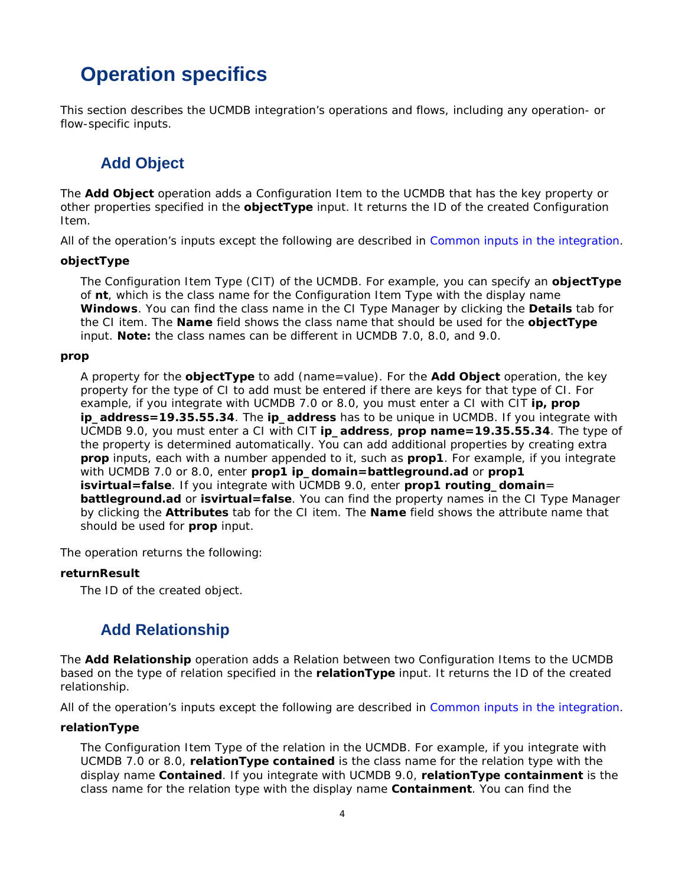# Operation specifics

This section describes the UCMDB integration's operations and flows, including any operation- or flow-specific inputs.

## Add Object

The **Add Object** operation adds a Configuration Item to the UCMDB that has the key property or other properties specified in the **objectType** input. It returns the ID of the created Configuration Item.

All of the operation's inputs except the following are described in Common inputs in the integration.

**objectType**

The Configuration Item Type (CIT) of the UCMDB. For example, you can specify an **objectType** of **nt**, which is the class name for the Configuration Item Type with the display name **Windows**. You can find the class name in the CI Type Manager by clicking the **Details** tab for the CI item. The **Name** field shows the class name that should be used for the **objectType** input. **Note:** the class names can be different in UCMDB 7.0, 8.0, and 9.0.

**prop**

A property for the **objectType** to add (name=value). For the **Add Object** operation, the key property for the type of CI to add must be entered if there are keys for that type of CI. For example, if you integrate with UCMDB 7.0 or 8.0, you must enter a CI with CIT **ip, prop ip_address=19.35.55.34**. The **ip_address** has to be unique in UCMDB. If you integrate with UCMDB 9.0, you must enter a CI with CIT **ip_address**, **prop name=19.35.55.34**. The type of the property is determined automatically. You can add additional properties by creating extra **prop** inputs, each with a number appended to it, such as **prop1**. For example, if you integrate with UCMDB 7.0 or 8.0, enter **prop1 ip_domain=battleground.ad** or **prop1 isvirtual=false**. If you integrate with UCMDB 9.0, enter **prop1 routing_domain**= **battleground.ad** or **isvirtual=false**. You can find the property names in the CI Type Manager by clicking the **Attributes** tab for the CI item. The **Name** field shows the attribute name that should be used for **prop** input.

The operation returns the following:

**returnResult**

The ID of the created object.

## Add Relationship

The **Add Relationship** operation adds a Relation between two Configuration Items to the UCMDB based on the type of relation specified in the **relationType** input. It returns the ID of the created relationship.

All of the operation's inputs except the following are described in Common inputs in the integration.

**relationType**

The Configuration Item Type of the relation in the UCMDB. For example, if you integrate with UCMDB 7.0 or 8.0, **relationType contained** is the class name for the relation type with the display name **Contained**. If you integrate with UCMDB 9.0, **relationType containment** is the class name for the relation type with the display name **Containment**. You can find the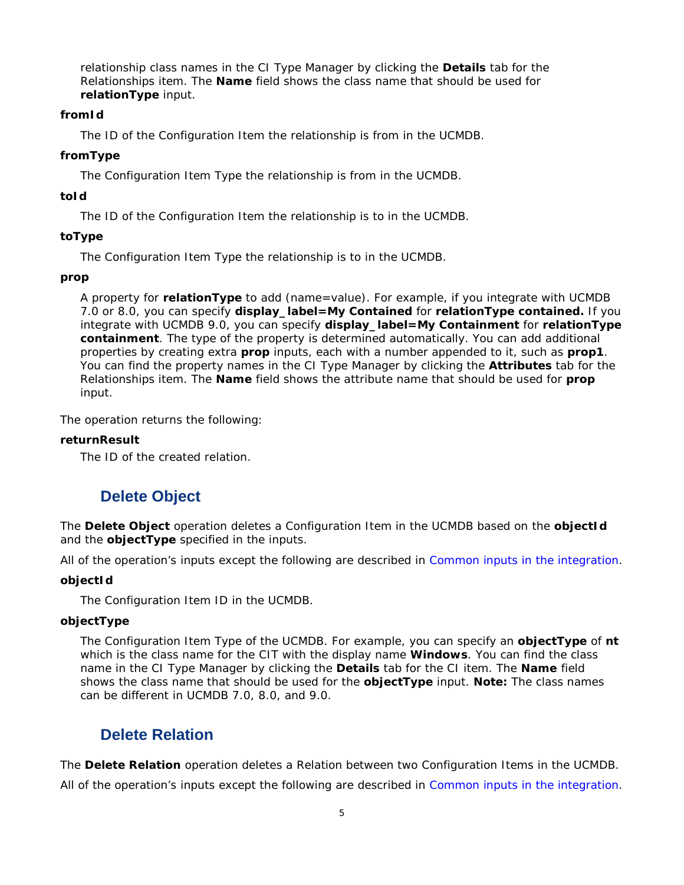relationship class names in the CI Type Manager by clicking the **Details** tab for the Relationships item. The **Name** field shows the class name that should be used for **relationType** input.

**fromId**

The ID of the Configuration Item the relationship is from in the UCMDB.

**fromType**

The Configuration Item Type the relationship is from in the UCMDB.

**toId**

The ID of the Configuration Item the relationship is to in the UCMDB.

**toType**

The Configuration Item Type the relationship is to in the UCMDB.

**prop**

A property for **relationType** to add (name=value). For example, if you integrate with UCMDB 7.0 or 8.0, you can specify **display_label=My Contained** for **relationType contained.** If you integrate with UCMDB 9.0, you can specify **display_label=My Containment** for **relationType containment**. The type of the property is determined automatically. You can add additional properties by creating extra **prop** inputs, each with a number appended to it, such as **prop1**. You can find the property names in the CI Type Manager by clicking the **Attributes** tab for the Relationships item. The **Name** field shows the attribute name that should be used for **prop** input.

The operation returns the following:

**returnResult**

The ID of the created relation.

## Delete Object

The **Delete Object** operation deletes a Configuration Item in the UCMDB based on the **objectId** and the **objectType** specified in the inputs.

All of the operation's inputs except the following are described in Common inputs in the integration.

**objectId**

The Configuration Item ID in the UCMDB.

**objectType**

The Configuration Item Type of the UCMDB. For example, you can specify an **objectType** of **nt** which is the class name for the CIT with the display name **Windows**. You can find the class name in the CI Type Manager by clicking the **Details** tab for the CI item. The **Name** field shows the class name that should be used for the **objectType** input. **Note:** The class names can be different in UCMDB 7.0, 8.0, and 9.0.

## Delete Relation

The **Delete Relation** operation deletes a Relation between two Configuration Items in the UCMDB.

All of the operation's inputs except the following are described in Common inputs in the integration.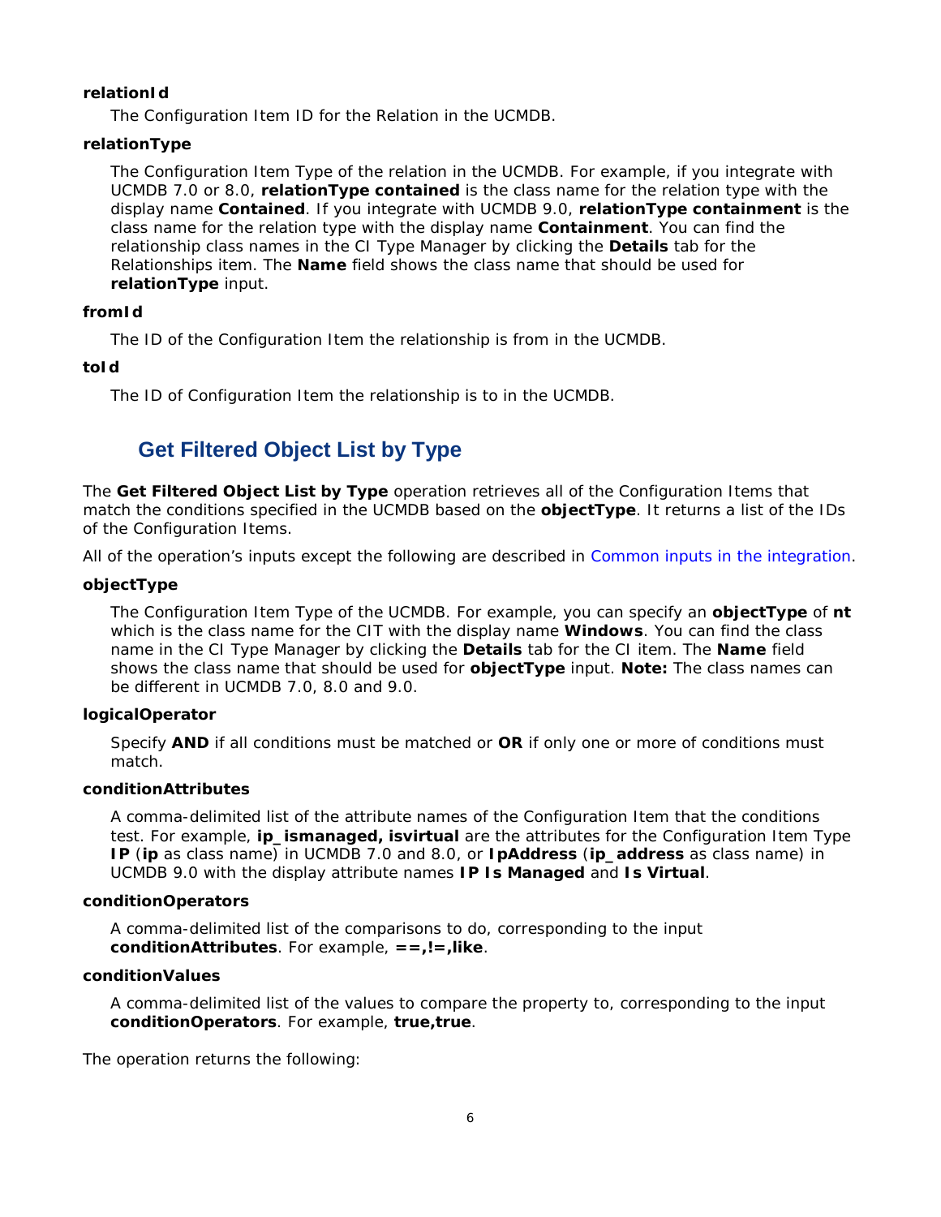**relationId**

The Configuration Item ID for the Relation in the UCMDB.

**relationType**

The Configuration Item Type of the relation in the UCMDB. For example, if you integrate with UCMDB 7.0 or 8.0, **relationType contained** is the class name for the relation type with the display name **Contained**. If you integrate with UCMDB 9.0, **relationType containment** is the class name for the relation type with the display name **Containment**. You can find the relationship class names in the CI Type Manager by clicking the **Details** tab for the Relationships item. The **Name** field shows the class name that should be used for **relationType** input.

**fromId**

The ID of the Configuration Item the relationship is from in the UCMDB.

**toId**

The ID of Configuration Item the relationship is to in the UCMDB.

## Get Filtered Object List by Type

The **Get Filtered Object List by Type** operation retrieves all of the Configuration Items that match the conditions specified in the UCMDB based on the **objectType**. It returns a list of the IDs of the Configuration Items.

All of the operation's inputs except the following are described in Common inputs in the integration.

**objectType**

The Configuration Item Type of the UCMDB. For example, you can specify an **objectType** of **nt** which is the class name for the CIT with the display name **Windows**. You can find the class name in the CI Type Manager by clicking the **Details** tab for the CI item. The **Name** field shows the class name that should be used for **objectType** input. **Note:** The class names can be different in UCMDB 7.0, 8.0 and 9.0.

**logicalOperator**

Specify **AND** if all conditions must be matched or **OR** if only one or more of conditions must match.

**conditionAttributes**

A comma-delimited list of the attribute names of the Configuration Item that the conditions test. For example, **ip_ismanaged, isvirtual** are the attributes for the Configuration Item Type **IP** (**ip** as class name) in UCMDB 7.0 and 8.0, or **IpAddress** (**ip_address** as class name) in UCMDB 9.0 with the display attribute names **IP Is Managed** and **Is Virtual**.

**conditionOperators**

A comma-delimited list of the comparisons to do, corresponding to the input **conditionAttributes**. For example, **==,!=,like**.

**conditionValues**

A comma-delimited list of the values to compare the property to, corresponding to the input **conditionOperators**. For example, **true,true**.

The operation returns the following: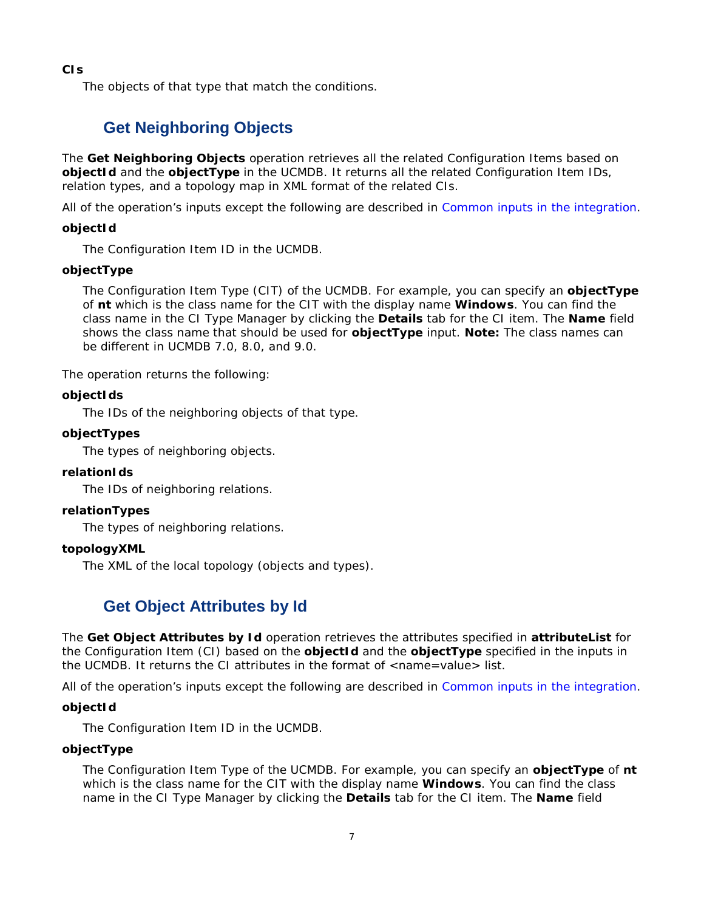**CIs**

The objects of that type that match the conditions.

## Get Neighboring Objects

The **Get Neighboring Objects** operation retrieves all the related Configuration Items based on **objectId** and the **objectType** in the UCMDB. It returns all the related Configuration Item IDs, relation types, and a topology map in XML format of the related CIs.

All of the operation's inputs except the following are described in Common inputs in the integration.

**objectId**

The Configuration Item ID in the UCMDB.

**objectType**

The Configuration Item Type (CIT) of the UCMDB. For example, you can specify an **objectType** of **nt** which is the class name for the CIT with the display name **Windows**. You can find the class name in the CI Type Manager by clicking the **Details** tab for the CI item. The **Name** field shows the class name that should be used for **objectType** input. **Note:** The class names can be different in UCMDB 7.0, 8.0, and 9.0.

The operation returns the following:

**objectIds**

The IDs of the neighboring objects of that type.

**objectTypes**

The types of neighboring objects.

**relationIds**

The IDs of neighboring relations.

**relationTypes**

The types of neighboring relations.

**topologyXML**

The XML of the local topology (objects and types).

## Get Object Attributes by Id

The **Get Object Attributes by Id** operation retrieves the attributes specified in **attributeList** for the Configuration Item (CI) based on the **objectId** and the **objectType** specified in the inputs in the UCMDB. It returns the CI attributes in the format of <name=value> list.

All of the operation's inputs except the following are described in Common inputs in the integration.

**objectId**

The Configuration Item ID in the UCMDB.

**objectType**

The Configuration Item Type of the UCMDB. For example, you can specify an **objectType** of **nt** which is the class name for the CIT with the display name **Windows**. You can find the class name in the CI Type Manager by clicking the **Details** tab for the CI item. The **Name** field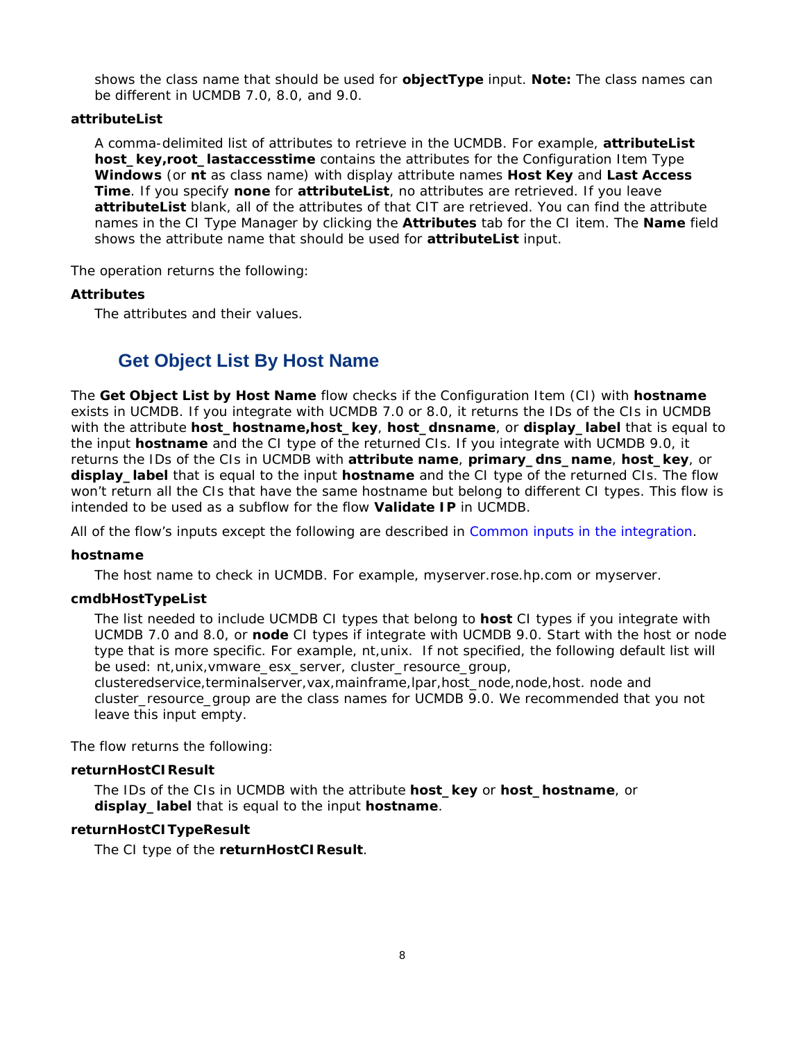shows the class name that should be used for **objectType** input. **Note:** The class names can be different in UCMDB 7.0, 8.0, and 9.0.

**attributeList**

A comma-delimited list of attributes to retrieve in the UCMDB. For example, **attributeList host_key,root_lastaccesstime** contains the attributes for the Configuration Item Type **Windows** (or **nt** as class name) with display attribute names **Host Key** and **Last Access Time**. If you specify **none** for **attributeList**, no attributes are retrieved. If you leave **attributeList** blank, all of the attributes of that CIT are retrieved. You can find the attribute names in the CI Type Manager by clicking the **Attributes** tab for the CI item. The **Name** field shows the attribute name that should be used for **attributeList** input.

The operation returns the following:

**Attributes**

The attributes and their values.

## Get Object List By Host Name

The **Get Object List by Host Name** flow checks if the Configuration Item (CI) with **hostname** exists in UCMDB. If you integrate with UCMDB 7.0 or 8.0, it returns the IDs of the CIs in UCMDB with the attribute **host_hostname,host_key**, **host_dnsname**, or **display_label** that is equal to the input **hostname** and the CI type of the returned CIs. If you integrate with UCMDB 9.0, it returns the IDs of the CIs in UCMDB with **attribute name**, **primary_dns_name**, **host_key**, or **display_label** that is equal to the input **hostname** and the CI type of the returned CIs. The flow won't return all the CIs that have the same hostname but belong to different CI types. This flow is intended to be used as a subflow for the flow **Validate IP** in UCMDB.

All of the flow's inputs except the following are described in Common inputs in the integration.

**hostname**

The host name to check in UCMDB. For example, myserver.rose.hp.com or myserver.

**cmdbHostTypeList**

The list needed to include UCMDB CI types that belong to **host** CI types if you integrate with UCMDB 7.0 and 8.0, or **node** CI types if integrate with UCMDB 9.0. Start with the host or node type that is more specific. For example, nt,unix. If not specified, the following default list will be used: nt,unix,vmware_esx_server, cluster_resource_group, clusteredservice,terminalserver,vax,mainframe,lpar,host_node,node,host. node and cluster_resource_group are the class names for UCMDB 9.0. We recommended that you not leave this input empty.

The flow returns the following:

**returnHostCIResult**

The IDs of the CIs in UCMDB with the attribute **host_key** or **host_hostname**, or **display_label** that is equal to the input **hostname**.

**returnHostCITypeResult**

The CI type of the **returnHostCIResult**.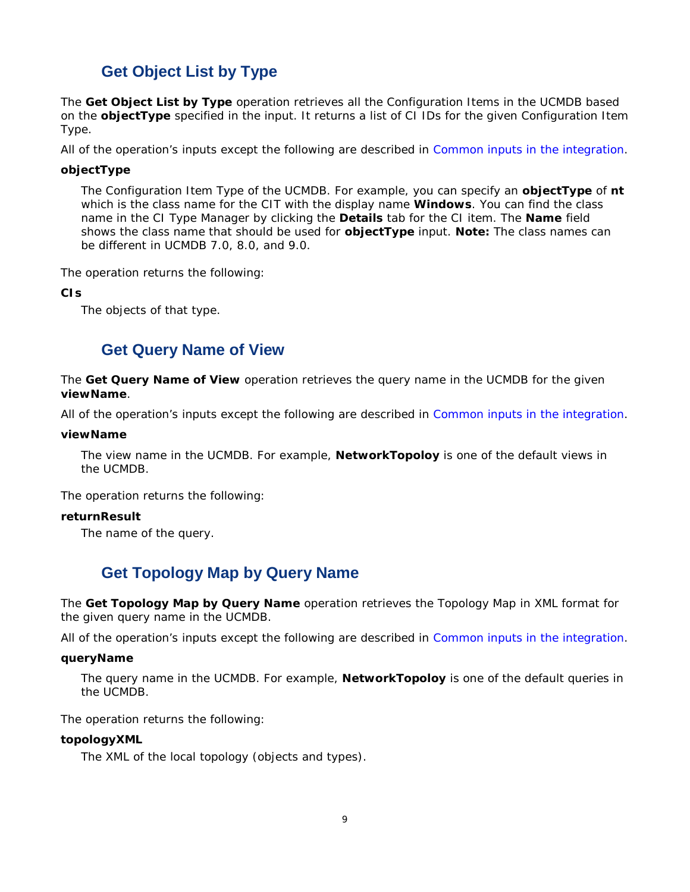## Get Object List by Type

The **Get Object List by Type** operation retrieves all the Configuration Items in the UCMDB based on the **objectType** specified in the input. It returns a list of CI IDs for the given Configuration Item Type.

All of the operation's inputs except the following are described in Common inputs in the integration.

**objectType**

The Configuration Item Type of the UCMDB. For example, you can specify an **objectType** of **nt** which is the class name for the CIT with the display name **Windows**. You can find the class name in the CI Type Manager by clicking the **Details** tab for the CI item. The **Name** field shows the class name that should be used for **objectType** input. **Note:** The class names can be different in UCMDB 7.0, 8.0, and 9.0.

The operation returns the following:

**CIs**

The objects of that type.

## Get Query Name of View

The **Get Query Name of View** operation retrieves the query name in the UCMDB for the given **viewName**.

All of the operation's inputs except the following are described in Common inputs in the integration.

**viewName**

The view name in the UCMDB. For example, **NetworkTopoloy** is one of the default views in the UCMDB.

The operation returns the following:

**returnResult**

The name of the query.

## Get Topology Map by Query Name

The **Get Topology Map by Query Name** operation retrieves the Topology Map in XML format for the given query name in the UCMDB.

All of the operation's inputs except the following are described in Common inputs in the integration.

**queryName**

The query name in the UCMDB. For example, **NetworkTopoloy** is one of the default queries in the UCMDB.

The operation returns the following:

**topologyXML**

The XML of the local topology (objects and types).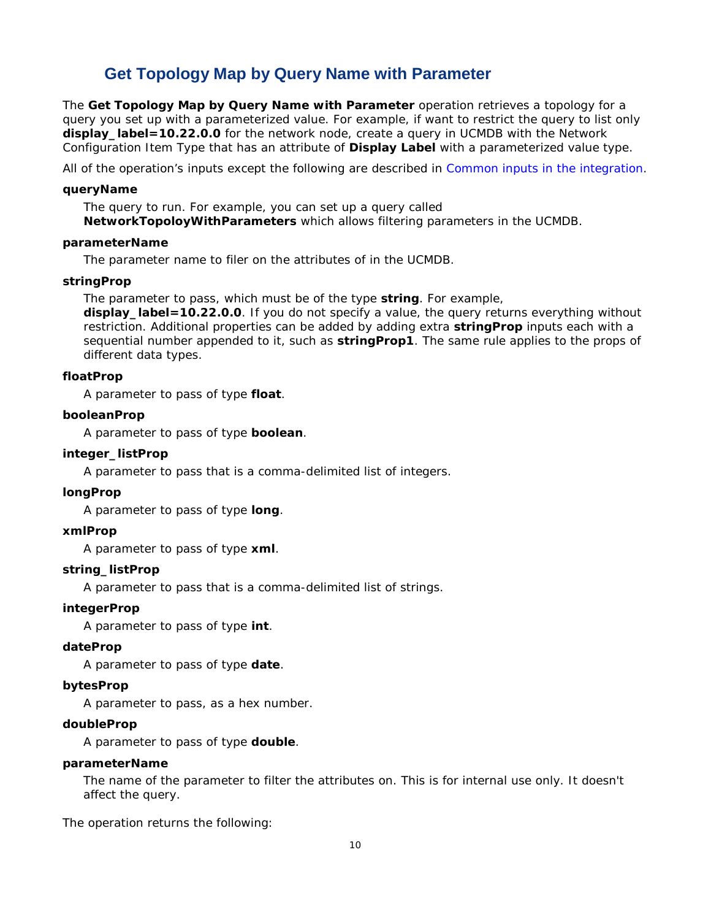## Get Topology Map by Query Name with Parameter

The **Get Topology Map by Query Name with Parameter** operation retrieves a topology for a query you set up with a parameterized value. For example, if want to restrict the query to list only **display_label=10.22.0.0** for the network node, create a query in UCMDB with the Network Configuration Item Type that has an attribute of **Display Label** with a parameterized value type.

All of the operation's inputs except the following are described in Common inputs in the integration.

**queryName**

The query to run. For example, you can set up a query called **NetworkTopoloyWithParameters** which allows filtering parameters in the UCMDB.

**parameterName**

The parameter name to filer on the attributes of in the UCMDB.

**stringProp**

The parameter to pass, which must be of the type **string**. For example, **display_label=10.22.0.0**. If you do not specify a value, the query returns everything without restriction. Additional properties can be added by adding extra **stringProp** inputs each with a sequential number appended to it, such as **stringProp1**. The same rule applies to the props of different data types.

**floatProp**

A parameter to pass of type **float**.

**booleanProp**

A parameter to pass of type **boolean**.

**integer_listProp**

A parameter to pass that is a comma-delimited list of integers.

**longProp**

A parameter to pass of type **long**.

**xmlProp**

A parameter to pass of type **xml**.

**string_listProp**

A parameter to pass that is a comma-delimited list of strings.

**integerProp**

A parameter to pass of type **int**.

**dateProp**

A parameter to pass of type **date**.

**bytesProp**

A parameter to pass, as a hex number.

**doubleProp**

A parameter to pass of type **double**.

**parameterName**

The name of the parameter to filter the attributes on. This is for internal use only. It doesn't affect the query.

The operation returns the following: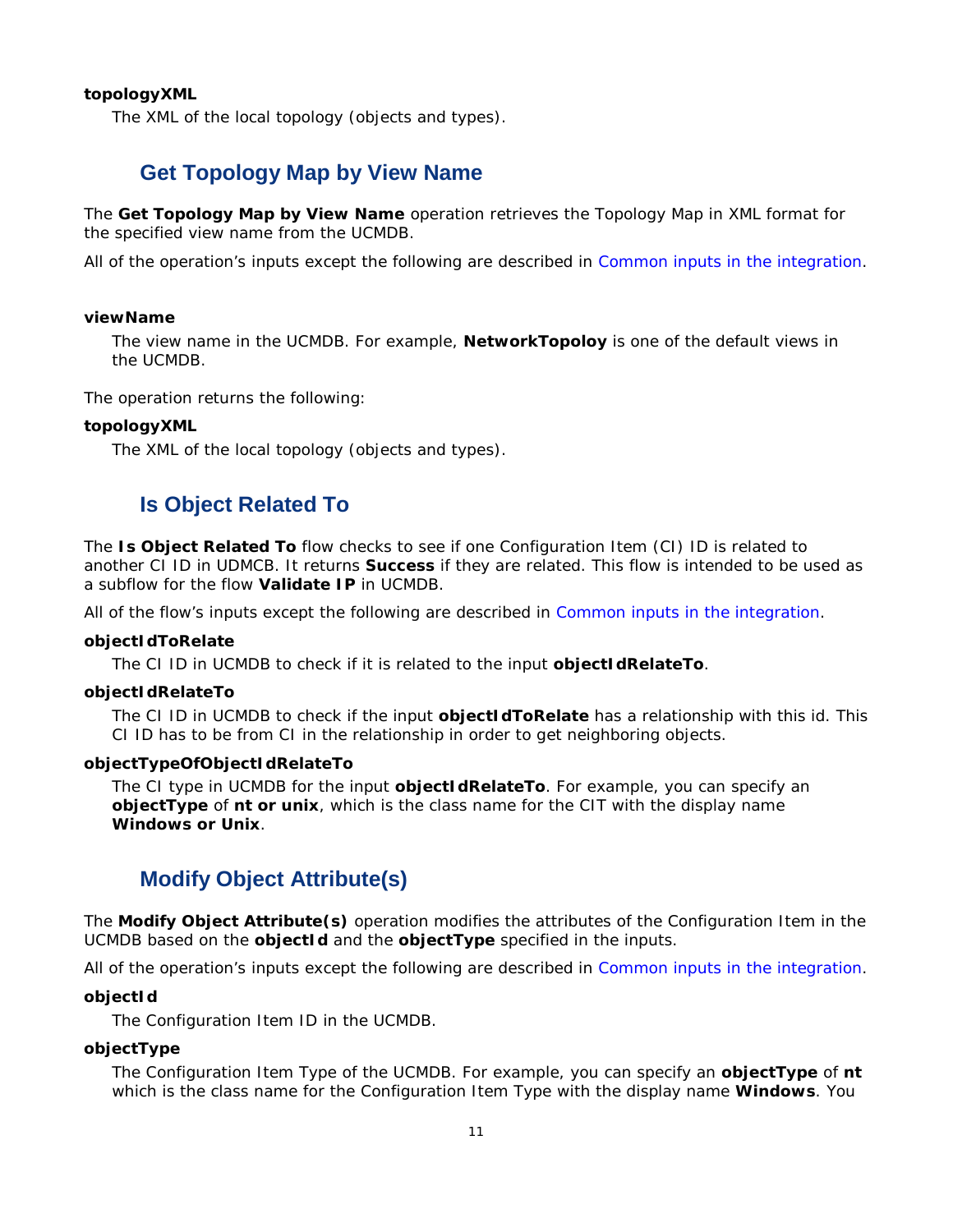**topologyXML**

The XML of the local topology (objects and types).

## Get Topology Map by View Name

The **Get Topology Map by View Name** operation retrieves the Topology Map in XML format for the specified view name from the UCMDB.

All of the operation's inputs except the following are described in Common inputs in the integration.

**viewName**

The view name in the UCMDB. For example, **NetworkTopoloy** is one of the default views in the UCMDB.

The operation returns the following:

**topologyXML**

The XML of the local topology (objects and types).

## Is Object Related To

The **Is Object Related To** flow checks to see if one Configuration Item (CI) ID is related to another CI ID in UDMCB. It returns **Success** if they are related. This flow is intended to be used as a subflow for the flow **Validate IP** in UCMDB.

All of the flow's inputs except the following are described in Common inputs in the integration.

**objectIdToRelate**

The CI ID in UCMDB to check if it is related to the input **objectIdRelateTo**.

**objectIdRelateTo**

The CI ID in UCMDB to check if the input **objectIdToRelate** has a relationship with this id. This CI ID has to be from CI in the relationship in order to get neighboring objects.

**objectTypeOfObjectIdRelateTo**

The CI type in UCMDB for the input **objectIdRelateTo**. For example, you can specify an **objectType** of **nt or unix**, which is the class name for the CIT with the display name **Windows or Unix**.

## Modify Object Attribute(s)

The **Modify Object Attribute(s)** operation modifies the attributes of the Configuration Item in the UCMDB based on the **objectId** and the **objectType** specified in the inputs.

All of the operation's inputs except the following are described in Common inputs in the integration.

**objectId**

The Configuration Item ID in the UCMDB.

**objectType**

The Configuration Item Type of the UCMDB. For example, you can specify an **objectType** of **nt** which is the class name for the Configuration Item Type with the display name **Windows**. You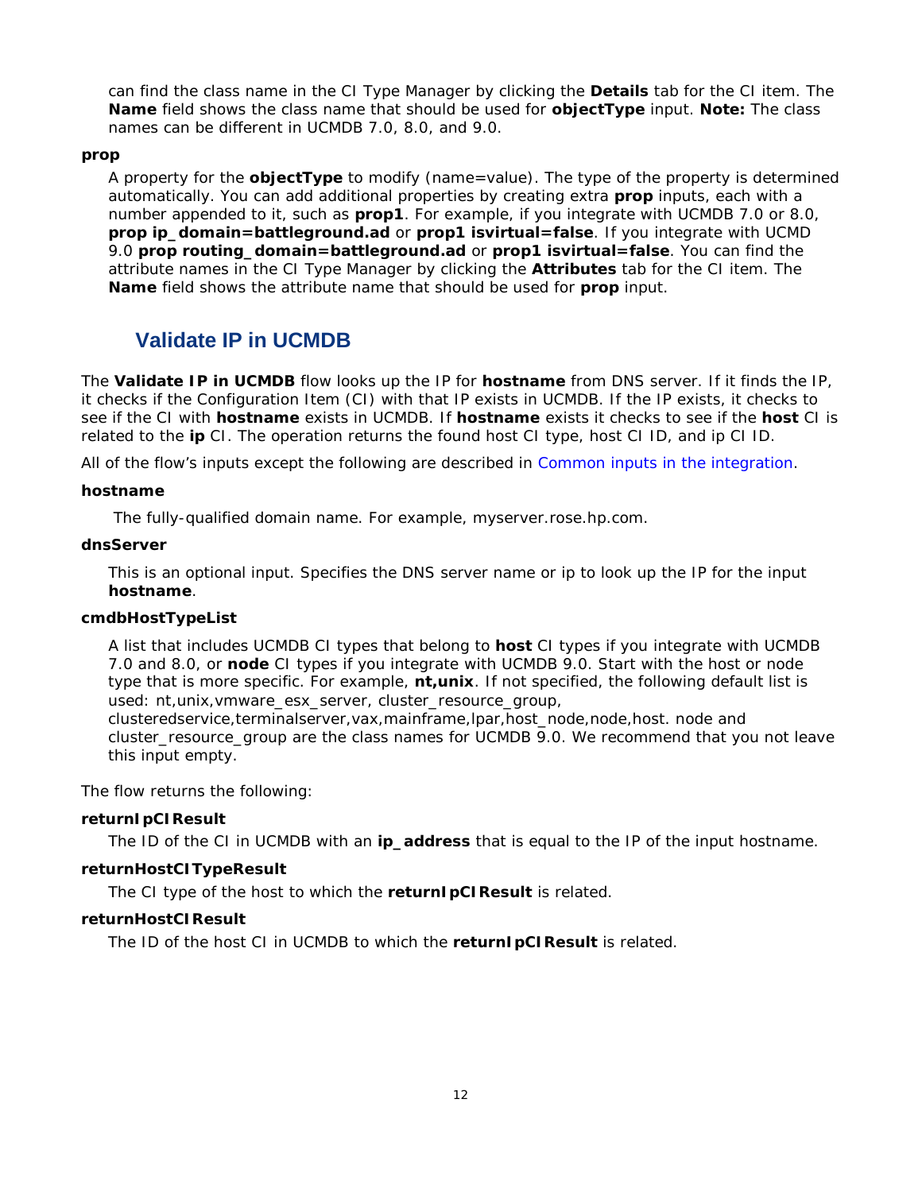can find the class name in the CI Type Manager by clicking the **Details** tab for the CI item. The **Name** field shows the class name that should be used for **objectType** input. **Note:** The class names can be different in UCMDB 7.0, 8.0, and 9.0.

**prop**

A property for the **objectType** to modify (name=value). The type of the property is determined automatically. You can add additional properties by creating extra **prop** inputs, each with a number appended to it, such as **prop1**. For example, if you integrate with UCMDB 7.0 or 8.0, **prop ip_domain=battleground.ad** or **prop1 isvirtual=false**. If you integrate with UCMD 9.0 **prop routing_domain=battleground.ad** or **prop1 isvirtual=false**. You can find the attribute names in the CI Type Manager by clicking the **Attributes** tab for the CI item. The **Name** field shows the attribute name that should be used for **prop** input.

## Validate IP in UCMDB

The **Validate IP in UCMDB** flow looks up the IP for **hostname** from DNS server. If it finds the IP, it checks if the Configuration Item (CI) with that IP exists in UCMDB. If the IP exists, it checks to see if the CI with **hostname** exists in UCMDB. If **hostname** exists it checks to see if the **host** CI is related to the **ip** CI. The operation returns the found host CI type, host CI ID, and ip CI ID.

All of the flow's inputs except the following are described in Common inputs in the integration.

**hostname**

The fully-qualified domain name. For example, myserver.rose.hp.com.

**dnsServer**

This is an optional input. Specifies the DNS server name or ip to look up the IP for the input **hostname**.

**cmdbHostTypeList**

A list that includes UCMDB CI types that belong to **host** CI types if you integrate with UCMDB 7.0 and 8.0, or **node** CI types if you integrate with UCMDB 9.0. Start with the host or node type that is more specific. For example, **nt,unix**. If not specified, the following default list is used: nt,unix,vmware_esx_server, cluster_resource_group, clusteredservice,terminalserver,vax,mainframe,lpar,host_node,node,host. node and cluster_resource_group are the class names for UCMDB 9.0. We recommend that you not leave this input empty.

The flow returns the following:

**returnIpCIResult**

The ID of the CI in UCMDB with an **ip_address** that is equal to the IP of the input hostname.

**returnHostCITypeResult**

The CI type of the host to which the **returnIpCIResult** is related.

**returnHostCIResult**

The ID of the host CI in UCMDB to which the **returnIpCIResult** is related.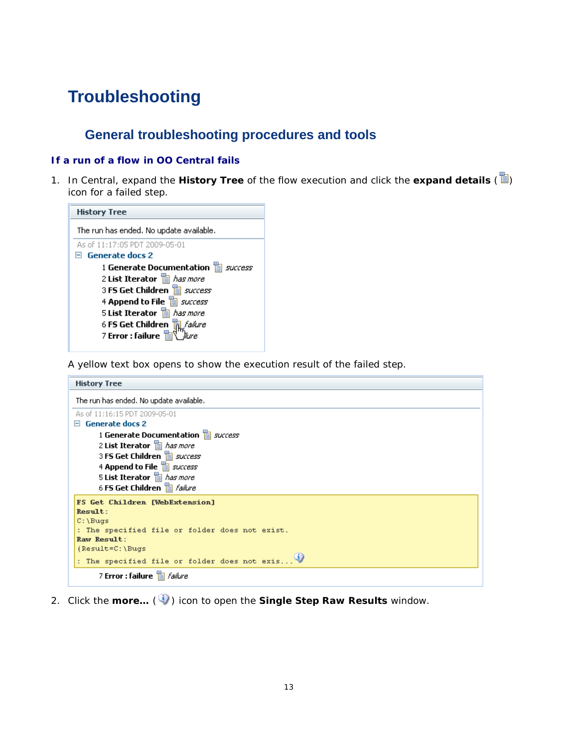# Troubleshooting

## General troubleshooting procedures and tools

### If a run of a flow in OO Central fails

1. In Central, expand the **History Tree** of the flow execution and click the **expand details** ( ) icon for a failed step.

   A yellow text box opens to show the execution result of the failed step.

2. Click the **more…** ( ) icon to open the **Single Step Raw Results** window.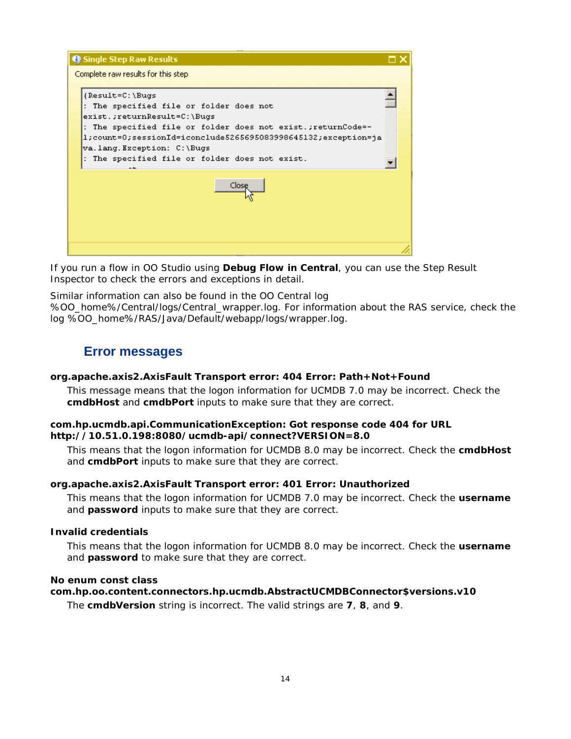**Single Step Raw Results**

Complete raw results for this step

```
{Result=C:\Bugs
: The specified file or folder does not
exist.;returnResult=C:\Bugs
: The specified file or folder does not exist.;returnCode=-
1;count=0;sessionId=iconclude5265695083998645132;exception=ja
va.lang.Exception: C:\Bugs
: The specified file or folder does not exist.
```

Close

If you run a flow in OO Studio using **Debug Flow in Central**, you can use the Step Result Inspector to check the errors and exceptions in detail.

Similar information can also be found in the OO Central log %OO_home%/Central/logs/Central_wrapper.log. For information about the RAS service, check the log %OO_home%/RAS/Java/Default/webapp/logs/wrapper.log.

## Error messages

**org.apache.axis2.AxisFault Transport error: 404 Error: Path+Not+Found**

This message means that the logon information for UCMDB 7.0 may be incorrect. Check the **cmdbHost** and **cmdbPort** inputs to make sure that they are correct.

**com.hp.ucmdb.api.CommunicationException: Got response code 404 for URL http://10.51.0.198:8080/ucmdb-api/connect?VERSION=8.0**

This means that the logon information for UCMDB 8.0 may be incorrect. Check the **cmdbHost** and **cmdbPort** inputs to make sure that they are correct.

**org.apache.axis2.AxisFault Transport error: 401 Error: Unauthorized**

This means that the logon information for UCMDB 7.0 may be incorrect. Check the **username** and **password** inputs to make sure that they are correct.

**Invalid credentials**

This means that the logon information for UCMDB 8.0 may be incorrect. Check the **username** and **password** to make sure that they are correct.

**No enum const class com.hp.oo.content.connectors.hp.ucmdb.AbstractUCMDBConnector$versions.v10**

The **cmdbVersion** string is incorrect. The valid strings are **7**, **8**, and **9**.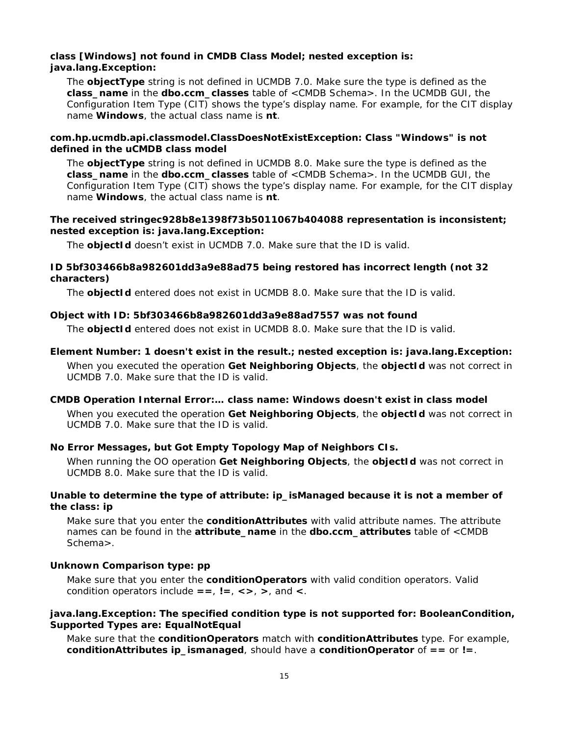**class [Windows] not found in CMDB Class Model; nested exception is: java.lang.Exception:**

The **objectType** string is not defined in UCMDB 7.0. Make sure the type is defined as the **class_name** in the **dbo.ccm_classes** table of <CMDB Schema>. In the UCMDB GUI, the Configuration Item Type (CIT) shows the type's display name. For example, for the CIT display name **Windows**, the actual class name is **nt**.

**com.hp.ucmdb.api.classmodel.ClassDoesNotExistException: Class "Windows" is not defined in the uCMDB class model**

The **objectType** string is not defined in UCMDB 8.0. Make sure the type is defined as the **class_name** in the **dbo.ccm_classes** table of <CMDB Schema>. In the UCMDB GUI, the Configuration Item Type (CIT) shows the type's display name. For example, for the CIT display name **Windows**, the actual class name is **nt**.

**The received stringec928b8e1398f73b5011067b404088 representation is inconsistent; nested exception is: java.lang.Exception:**

The **objectId** doesn't exist in UCMDB 7.0. Make sure that the ID is valid.

**ID 5bf303466b8a982601dd3a9e88ad75 being restored has incorrect length (not 32 characters)**

The **objectId** entered does not exist in UCMDB 8.0. Make sure that the ID is valid.

**Object with ID: 5bf303466b8a982601dd3a9e88ad7557 was not found**

The **objectId** entered does not exist in UCMDB 8.0. Make sure that the ID is valid.

**Element Number: 1 doesn't exist in the result.; nested exception is: java.lang.Exception:**

When you executed the operation **Get Neighboring Objects**, the **objectId** was not correct in UCMDB 7.0. Make sure that the ID is valid.

**CMDB Operation Internal Error:… class name: Windows doesn't exist in class model**

When you executed the operation **Get Neighboring Objects**, the **objectId** was not correct in UCMDB 7.0. Make sure that the ID is valid.

**No Error Messages, but Got Empty Topology Map of Neighbors CIs.**

When running the OO operation **Get Neighboring Objects**, the **objectId** was not correct in UCMDB 8.0. Make sure that the ID is valid.

**Unable to determine the type of attribute: ip_isManaged because it is not a member of the class: ip**

Make sure that you enter the **conditionAttributes** with valid attribute names. The attribute names can be found in the **attribute_name** in the **dbo.ccm_attributes** table of <CMDB Schema>.

**Unknown Comparison type: pp**

Make sure that you enter the **conditionOperators** with valid condition operators. Valid condition operators include **==**, **!=**, **<>**, **>**, and **<**.

**java.lang.Exception: The specified condition type is not supported for: BooleanCondition, Supported Types are: EqualNotEqual**

Make sure that the **conditionOperators** match with **conditionAttributes** type. For example, **conditionAttributes ip_ismanaged**, should have a **conditionOperator** of **==** or **!=**.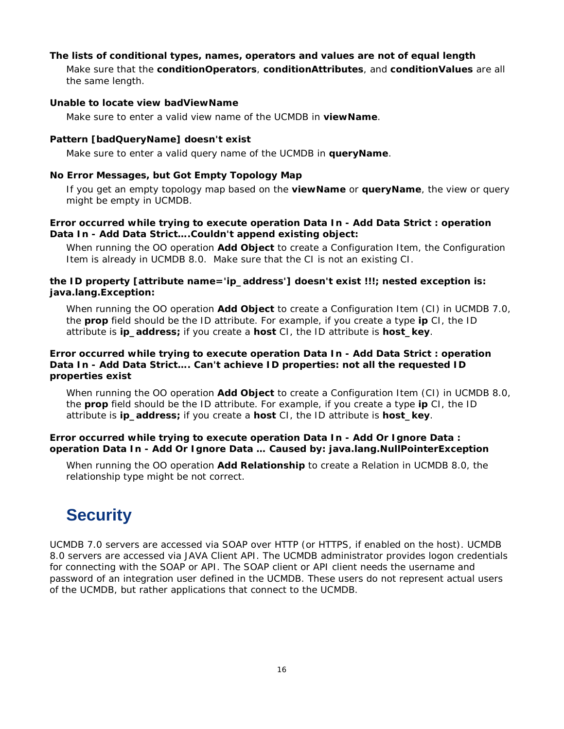**The lists of conditional types, names, operators and values are not of equal length**

Make sure that the **conditionOperators**, **conditionAttributes**, and **conditionValues** are all the same length.

**Unable to locate view badViewName**

Make sure to enter a valid view name of the UCMDB in **viewName**.

**Pattern [badQueryName] doesn't exist**

Make sure to enter a valid query name of the UCMDB in **queryName**.

**No Error Messages, but Got Empty Topology Map**

If you get an empty topology map based on the **viewName** or **queryName**, the view or query might be empty in UCMDB.

**Error occurred while trying to execute operation Data In - Add Data Strict : operation Data In - Add Data Strict….Couldn't append existing object:**

When running the OO operation **Add Object** to create a Configuration Item, the Configuration Item is already in UCMDB 8.0. Make sure that the CI is not an existing CI.

**the ID property [attribute name='ip_address'] doesn't exist !!!; nested exception is: java.lang.Exception:**

When running the OO operation **Add Object** to create a Configuration Item (CI) in UCMDB 7.0, the **prop** field should be the ID attribute. For example, if you create a type **ip** CI, the ID attribute is **ip_address;** if you create a **host** CI, the ID attribute is **host_key**.

**Error occurred while trying to execute operation Data In - Add Data Strict : operation Data In - Add Data Strict…. Can't achieve ID properties: not all the requested ID properties exist**

When running the OO operation **Add Object** to create a Configuration Item (CI) in UCMDB 8.0, the **prop** field should be the ID attribute. For example, if you create a type **ip** CI, the ID attribute is **ip_address;** if you create a **host** CI, the ID attribute is **host_key**.

**Error occurred while trying to execute operation Data In - Add Or Ignore Data : operation Data In - Add Or Ignore Data … Caused by: java.lang.NullPointerException**

When running the OO operation **Add Relationship** to create a Relation in UCMDB 8.0, the relationship type might be not correct.

# Security

UCMDB 7.0 servers are accessed via SOAP over HTTP (or HTTPS, if enabled on the host). UCMDB 8.0 servers are accessed via JAVA Client API. The UCMDB administrator provides logon credentials for connecting with the SOAP or API. The SOAP client or API client needs the username and password of an integration user defined in the UCMDB. These users do not represent actual users of the UCMDB, but rather applications that connect to the UCMDB.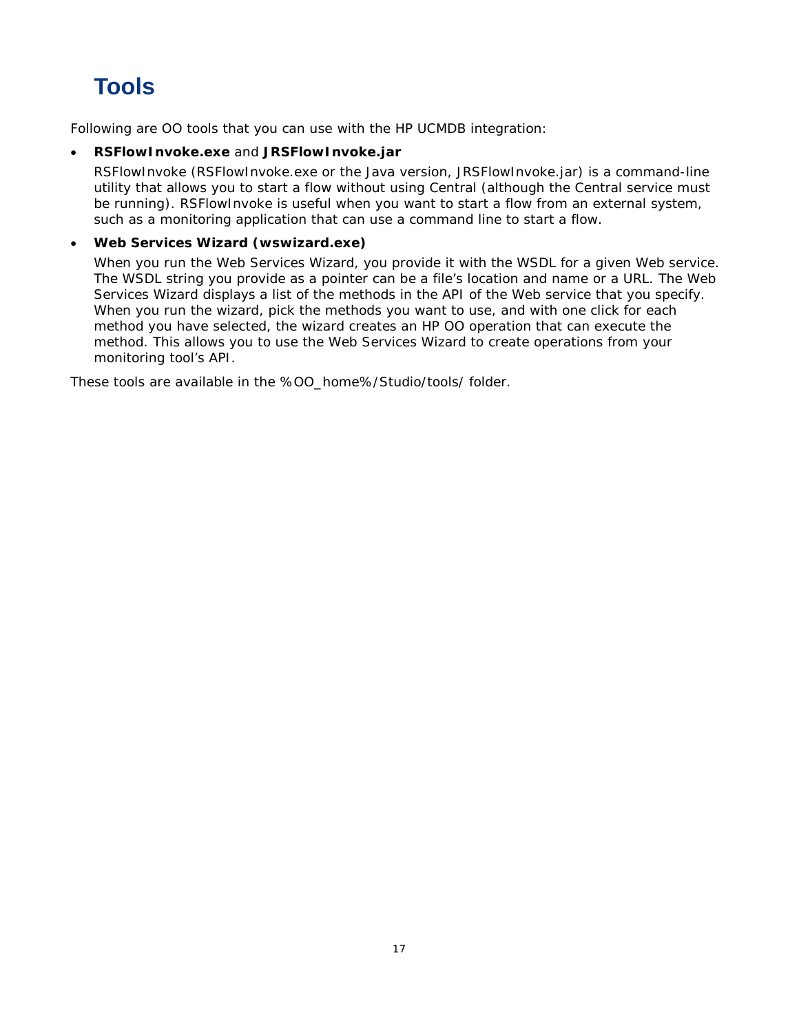# Tools

Following are OO tools that you can use with the HP UCMDB integration:

- **RSFlowInvoke.exe** and **JRSFlowInvoke.jar**

  RSFlowInvoke (RSFlowInvoke.exe or the Java version, JRSFlowInvoke.jar) is a command-line utility that allows you to start a flow without using Central (although the Central service must be running). RSFlowInvoke is useful when you want to start a flow from an external system, such as a monitoring application that can use a command line to start a flow.

- **Web Services Wizard (wswizard.exe)**

  When you run the Web Services Wizard, you provide it with the WSDL for a given Web service. The WSDL string you provide as a pointer can be a file's location and name or a URL. The Web Services Wizard displays a list of the methods in the API of the Web service that you specify. When you run the wizard, pick the methods you want to use, and with one click for each method you have selected, the wizard creates an HP OO operation that can execute the method. This allows you to use the Web Services Wizard to create operations from your monitoring tool's API.

These tools are available in the %OO_home%/Studio/tools/ folder.